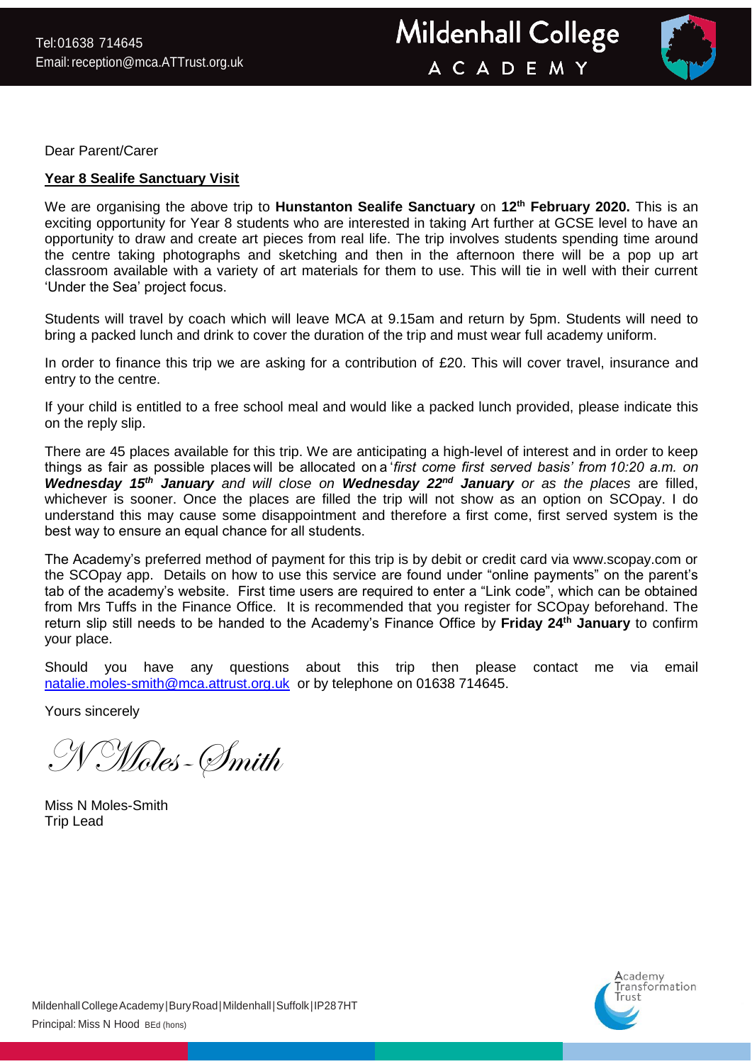Tel: 01638 714645
Email: reception@mca.ATTrust.org.uk

**Mildenhall College ACADEMY**

Dear Parent/Carer

**Year 8 Sealife Sanctuary Visit**

We are organising the above trip to **Hunstanton Sealife Sanctuary** on **12th February 2020.** This is an exciting opportunity for Year 8 students who are interested in taking Art further at GCSE level to have an opportunity to draw and create art pieces from real life. The trip involves students spending time around the centre taking photographs and sketching and then in the afternoon there will be a pop up art classroom available with a variety of art materials for them to use. This will tie in well with their current 'Under the Sea' project focus.

Students will travel by coach which will leave MCA at 9.15am and return by 5pm. Students will need to bring a packed lunch and drink to cover the duration of the trip and must wear full academy uniform.

In order to finance this trip we are asking for a contribution of £20. This will cover travel, insurance and entry to the centre.

If your child is entitled to a free school meal and would like a packed lunch provided, please indicate this on the reply slip.

There are 45 places available for this trip. We are anticipating a high-level of interest and in order to keep things as fair as possible places will be allocated on a '*first come first served basis' from 10:20 a.m. on* ***Wednesday 15th January*** *and will close on* ***Wednesday 22nd January*** *or as the places* are filled, whichever is sooner. Once the places are filled the trip will not show as an option on SCOpay. I do understand this may cause some disappointment and therefore a first come, first served system is the best way to ensure an equal chance for all students.

The Academy's preferred method of payment for this trip is by debit or credit card via www.scopay.com or the SCOpay app. Details on how to use this service are found under "online payments" on the parent's tab of the academy's website. First time users are required to enter a "Link code", which can be obtained from Mrs Tuffs in the Finance Office. It is recommended that you register for SCOpay beforehand. The return slip still needs to be handed to the Academy's Finance Office by **Friday 24th January** to confirm your place.

Should you have any questions about this trip then please contact me via email natalie.moles-smith@mca.attrust.org.uk or by telephone on 01638 714645.

Yours sincerely

*N Moles-Smith*

Miss N Moles-Smith
Trip Lead

Mildenhall College Academy | Bury Road | Mildenhall | Suffolk | IP28 7HT
Principal: Miss N Hood BEd (hons)

Academy Transformation Trust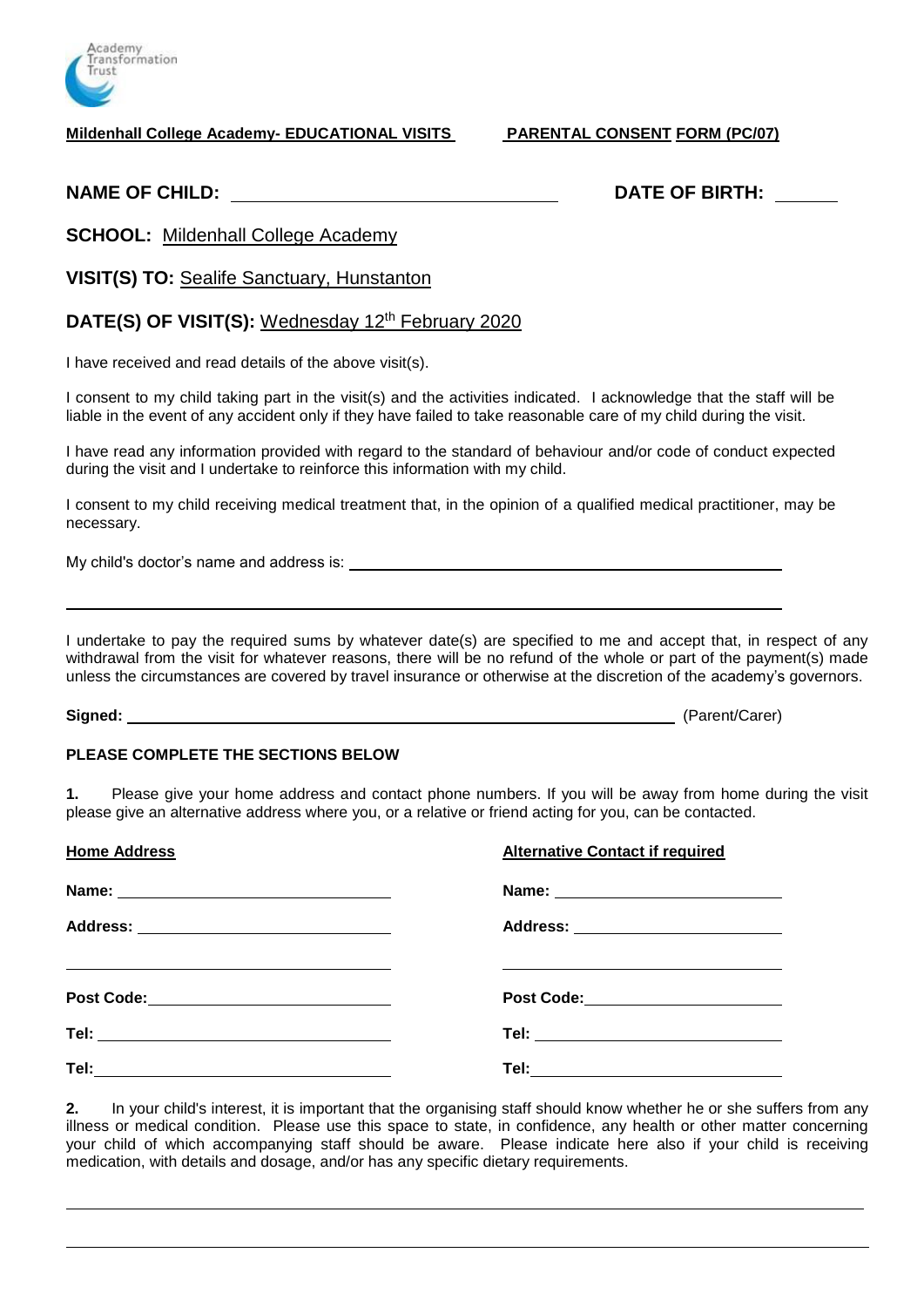Academy Transformation Trust

**Mildenhall College Academy- EDUCATIONAL VISITS PARENTAL CONSENT FORM (PC/07)**

**NAME OF CHILD:** ______________________________ **DATE OF BIRTH:** ______

**SCHOOL:** Mildenhall College Academy

**VISIT(S) TO:** Sealife Sanctuary, Hunstanton

**DATE(S) OF VISIT(S):** Wednesday 12th February 2020

I have received and read details of the above visit(s).

I consent to my child taking part in the visit(s) and the activities indicated. I acknowledge that the staff will be liable in the event of any accident only if they have failed to take reasonable care of my child during the visit.

I have read any information provided with regard to the standard of behaviour and/or code of conduct expected during the visit and I undertake to reinforce this information with my child.

I consent to my child receiving medical treatment that, in the opinion of a qualified medical practitioner, may be necessary.

My child's doctor's name and address is: ______________________________________________

______________________________________________________________________

I undertake to pay the required sums by whatever date(s) are specified to me and accept that, in respect of any withdrawal from the visit for whatever reasons, there will be no refund of the whole or part of the payment(s) made unless the circumstances are covered by travel insurance or otherwise at the discretion of the academy's governors.

**Signed:** ______________________________________________ (Parent/Carer)

**PLEASE COMPLETE THE SECTIONS BELOW**

**1.** Please give your home address and contact phone numbers. If you will be away from home during the visit please give an alternative address where you, or a relative or friend acting for you, can be contacted.

| **Home Address** | **Alternative Contact if required** |
|---|---|
| **Name:** ______________________ | **Name:** ______________________ |
| **Address:** ______________________ | **Address:** ______________________ |
| ______________________ | ______________________ |
| **Post Code:** ______________________ | **Post Code:** ______________________ |
| **Tel:** ______________________ | **Tel:** ______________________ |
| **Tel:** ______________________ | **Tel:** ______________________ |

**2.** In your child's interest, it is important that the organising staff should know whether he or she suffers from any illness or medical condition. Please use this space to state, in confidence, any health or other matter concerning your child of which accompanying staff should be aware. Please indicate here also if your child is receiving medication, with details and dosage, and/or has any specific dietary requirements.

______________________________________________________________________

______________________________________________________________________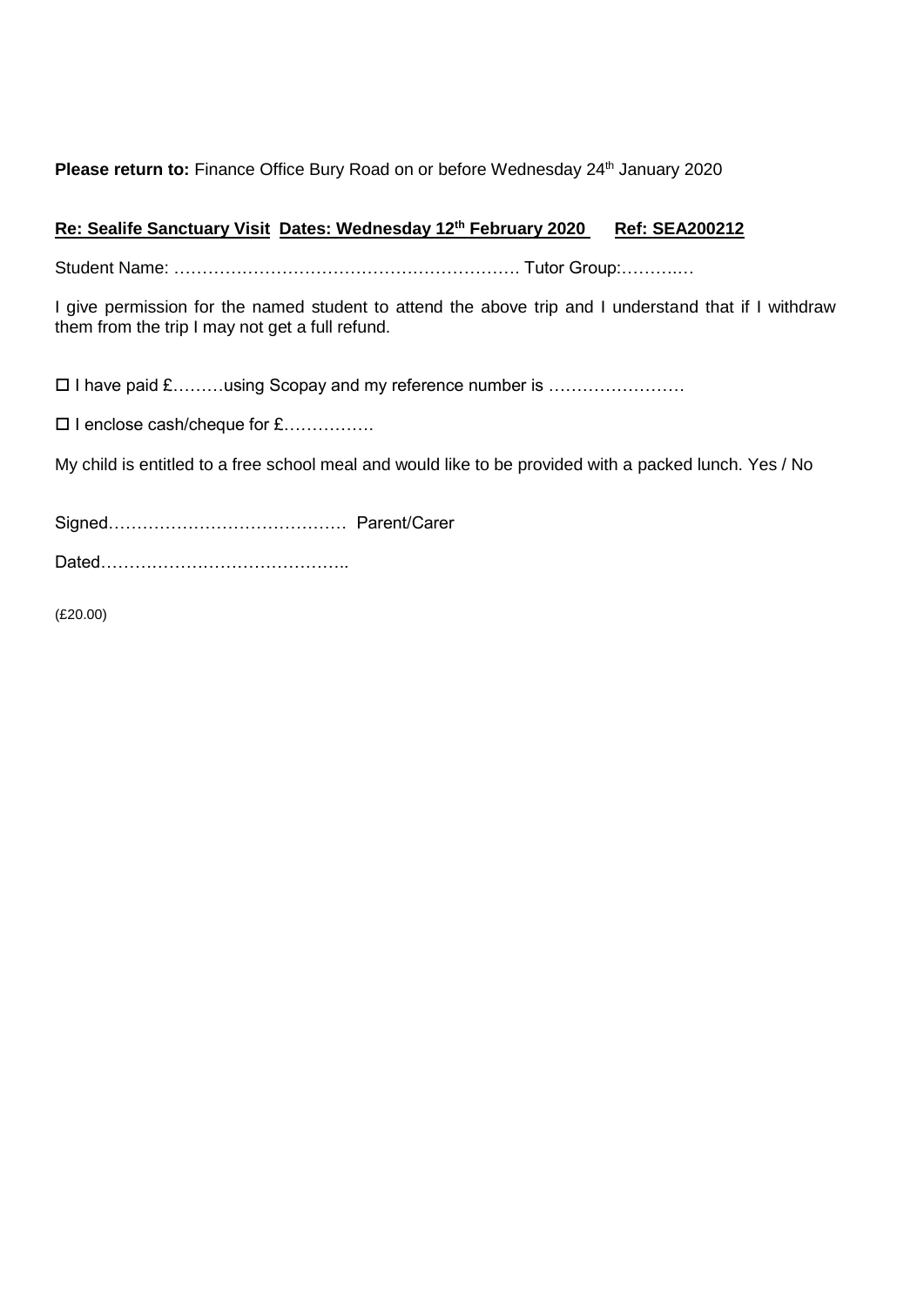**Please return to:** Finance Office Bury Road on or before Wednesday 24th January 2020

**Re: Sealife Sanctuary Visit Dates: Wednesday 12th February 2020 Ref: SEA200212**

Student Name: ……………………………………………………… Tutor Group:……….…

I give permission for the named student to attend the above trip and I understand that if I withdraw them from the trip I may not get a full refund.

☐ I have paid £………using Scopay and my reference number is ……………………

☐ I enclose cash/cheque for £…………….

My child is entitled to a free school meal and would like to be provided with a packed lunch. Yes / No

Signed…………………………………… Parent/Carer

Dated……………………………………..

(£20.00)